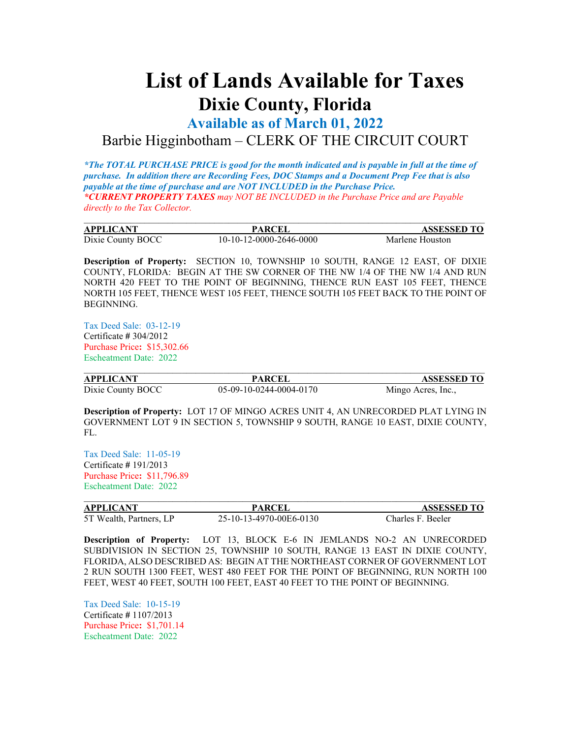# List of Lands Available for Taxes

## Dixie County, Florida

### Available as of March 01, 2022

Barbie Higginbotham – CLERK OF THE CIRCUIT COURT

***The TOTAL PURCHASE PRICE is good for the month indicated and is payable in full at the time of purchase. In addition there are Recording Fees, DOC Stamps and a Document Prep Fee that is also payable at the time of purchase and are NOT INCLUDED in the Purchase Price.***
***CURRENT PROPERTY TAXES** may NOT BE INCLUDED in the Purchase Price and are Payable directly to the Tax Collector.*

---

| APPLICANT | PARCEL | ASSESSED TO |
|---|---|---|
| Dixie County BOCC | 10-10-12-0000-2646-0000 | Marlene Houston |

**Description of Property:** SECTION 10, TOWNSHIP 10 SOUTH, RANGE 12 EAST, OF DIXIE COUNTY, FLORIDA: BEGIN AT THE SW CORNER OF THE NW 1/4 OF THE NW 1/4 AND RUN NORTH 420 FEET TO THE POINT OF BEGINNING, THENCE RUN EAST 105 FEET, THENCE NORTH 105 FEET, THENCE WEST 105 FEET, THENCE SOUTH 105 FEET BACK TO THE POINT OF BEGINNING.

Tax Deed Sale: 03-12-19
Certificate # 304/2012
Purchase Price**:** $15,302.66
Escheatment Date: 2022

---

| APPLICANT | PARCEL | ASSESSED TO |
|---|---|---|
| Dixie County BOCC | 05-09-10-0244-0004-0170 | Mingo Acres, Inc., |

**Description of Property:** LOT 17 OF MINGO ACRES UNIT 4, AN UNRECORDED PLAT LYING IN GOVERNMENT LOT 9 IN SECTION 5, TOWNSHIP 9 SOUTH, RANGE 10 EAST, DIXIE COUNTY, FL.

Tax Deed Sale: 11-05-19
Certificate # 191/2013
Purchase Price**:** $11,796.89
Escheatment Date: 2022

---

| APPLICANT | PARCEL | ASSESSED TO |
|---|---|---|
| 5T Wealth, Partners, LP | 25-10-13-4970-00E6-0130 | Charles F. Beeler |

**Description of Property:** LOT 13, BLOCK E-6 IN JEMLANDS NO-2 AN UNRECORDED SUBDIVISION IN SECTION 25, TOWNSHIP 10 SOUTH, RANGE 13 EAST IN DIXIE COUNTY, FLORIDA, ALSO DESCRIBED AS: BEGIN AT THE NORTHEAST CORNER OF GOVERNMENT LOT 2 RUN SOUTH 1300 FEET, WEST 480 FEET FOR THE POINT OF BEGINNING, RUN NORTH 100 FEET, WEST 40 FEET, SOUTH 100 FEET, EAST 40 FEET TO THE POINT OF BEGINNING.

Tax Deed Sale: 10-15-19
Certificate # 1107/2013
Purchase Price**:** $1,701.14
Escheatment Date: 2022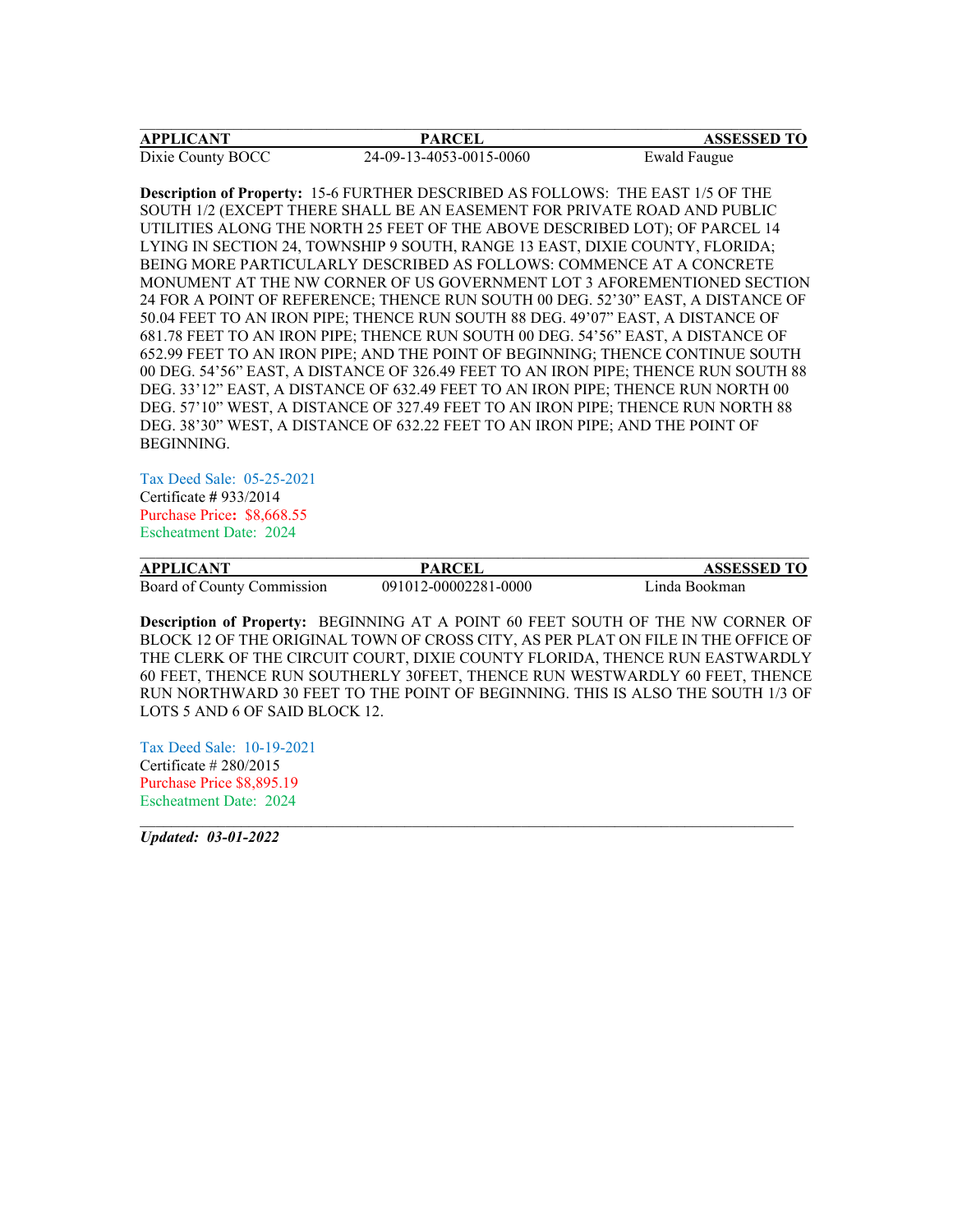| APPLICANT | PARCEL | ASSESSED TO |
| --- | --- | --- |
| Dixie County BOCC | 24-09-13-4053-0015-0060 | Ewald Faugue |

**Description of Property:** 15-6 FURTHER DESCRIBED AS FOLLOWS: THE EAST 1/5 OF THE SOUTH 1/2 (EXCEPT THERE SHALL BE AN EASEMENT FOR PRIVATE ROAD AND PUBLIC UTILITIES ALONG THE NORTH 25 FEET OF THE ABOVE DESCRIBED LOT); OF PARCEL 14 LYING IN SECTION 24, TOWNSHIP 9 SOUTH, RANGE 13 EAST, DIXIE COUNTY, FLORIDA; BEING MORE PARTICULARLY DESCRIBED AS FOLLOWS: COMMENCE AT A CONCRETE MONUMENT AT THE NW CORNER OF US GOVERNMENT LOT 3 AFOREMENTIONED SECTION 24 FOR A POINT OF REFERENCE; THENCE RUN SOUTH 00 DEG. 52'30" EAST, A DISTANCE OF 50.04 FEET TO AN IRON PIPE; THENCE RUN SOUTH 88 DEG. 49'07" EAST, A DISTANCE OF 681.78 FEET TO AN IRON PIPE; THENCE RUN SOUTH 00 DEG. 54'56" EAST, A DISTANCE OF 652.99 FEET TO AN IRON PIPE; AND THE POINT OF BEGINNING; THENCE CONTINUE SOUTH 00 DEG. 54'56" EAST, A DISTANCE OF 326.49 FEET TO AN IRON PIPE; THENCE RUN SOUTH 88 DEG. 33'12" EAST, A DISTANCE OF 632.49 FEET TO AN IRON PIPE; THENCE RUN NORTH 00 DEG. 57'10" WEST, A DISTANCE OF 327.49 FEET TO AN IRON PIPE; THENCE RUN NORTH 88 DEG. 38'30" WEST, A DISTANCE OF 632.22 FEET TO AN IRON PIPE; AND THE POINT OF BEGINNING.

Tax Deed Sale: 05-25-2021
Certificate # 933/2014
Purchase Price: $8,668.55
Escheatment Date: 2024

| APPLICANT | PARCEL | ASSESSED TO |
| --- | --- | --- |
| Board of County Commission | 091012-00002281-0000 | Linda Bookman |

**Description of Property:** BEGINNING AT A POINT 60 FEET SOUTH OF THE NW CORNER OF BLOCK 12 OF THE ORIGINAL TOWN OF CROSS CITY, AS PER PLAT ON FILE IN THE OFFICE OF THE CLERK OF THE CIRCUIT COURT, DIXIE COUNTY FLORIDA, THENCE RUN EASTWARDLY 60 FEET, THENCE RUN SOUTHERLY 30FEET, THENCE RUN WESTWARDLY 60 FEET, THENCE RUN NORTHWARD 30 FEET TO THE POINT OF BEGINNING. THIS IS ALSO THE SOUTH 1/3 OF LOTS 5 AND 6 OF SAID BLOCK 12.

Tax Deed Sale: 10-19-2021
Certificate # 280/2015
Purchase Price $8,895.19
Escheatment Date: 2024

***Updated: 03-01-2022***